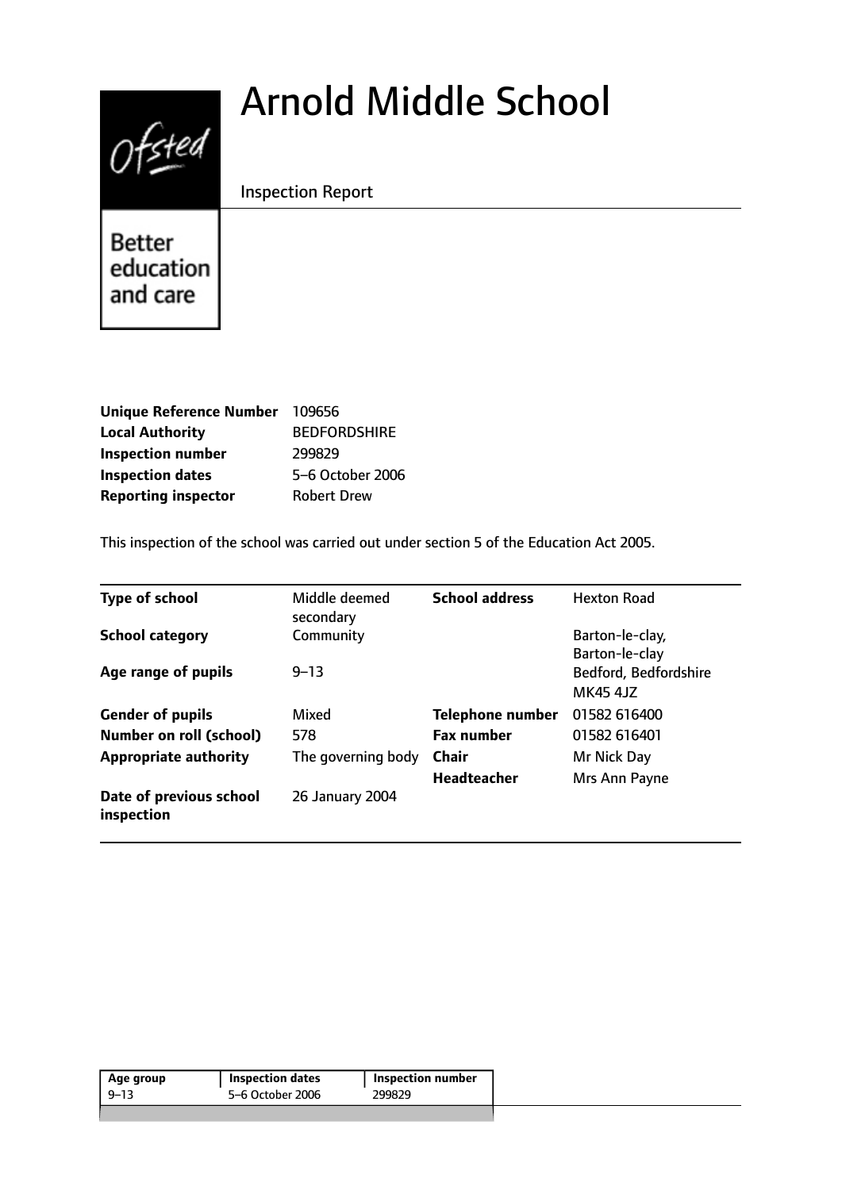# Arnold Middle School

Inspection Report

Better education and care

| | |
|---|---|
| **Unique Reference Number** | 109656 |
| **Local Authority** | BEDFORDSHIRE |
| **Inspection number** | 299829 |
| **Inspection dates** | 5–6 October 2006 |
| **Reporting inspector** | Robert Drew |

This inspection of the school was carried out under section 5 of the Education Act 2005.

| | | | |
|---|---|---|---|
| **Type of school** | Middle deemed secondary | **School address** | Hexton Road |
| **School category** | Community | | Barton-le-clay, Barton-le-clay |
| **Age range of pupils** | 9–13 | | Bedford, Bedfordshire MK45 4JZ |
| **Gender of pupils** | Mixed | **Telephone number** | 01582 616400 |
| **Number on roll (school)** | 578 | **Fax number** | 01582 616401 |
| **Appropriate authority** | The governing body | **Chair** | Mr Nick Day |
| | | **Headteacher** | Mrs Ann Payne |
| **Date of previous school inspection** | 26 January 2004 | | |

| Age group | Inspection dates | Inspection number |
|---|---|---|
| 9–13 | 5–6 October 2006 | 299829 |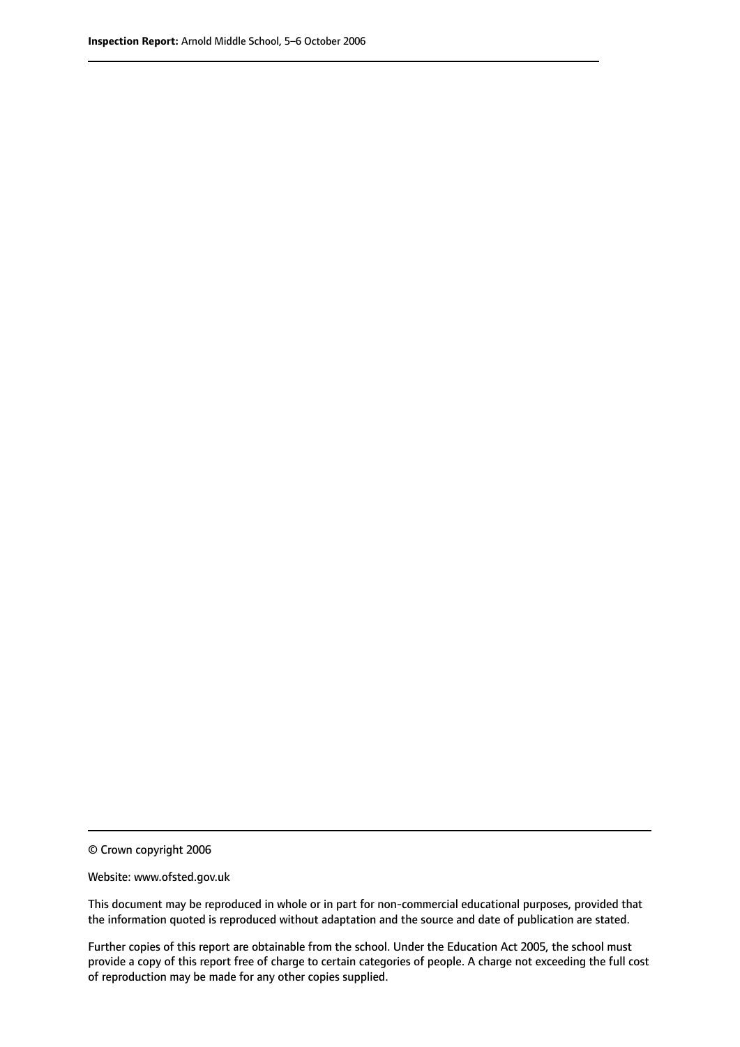© Crown copyright 2006

Website: www.ofsted.gov.uk

This document may be reproduced in whole or in part for non-commercial educational purposes, provided that the information quoted is reproduced without adaptation and the source and date of publication are stated.

Further copies of this report are obtainable from the school. Under the Education Act 2005, the school must provide a copy of this report free of charge to certain categories of people. A charge not exceeding the full cost of reproduction may be made for any other copies supplied.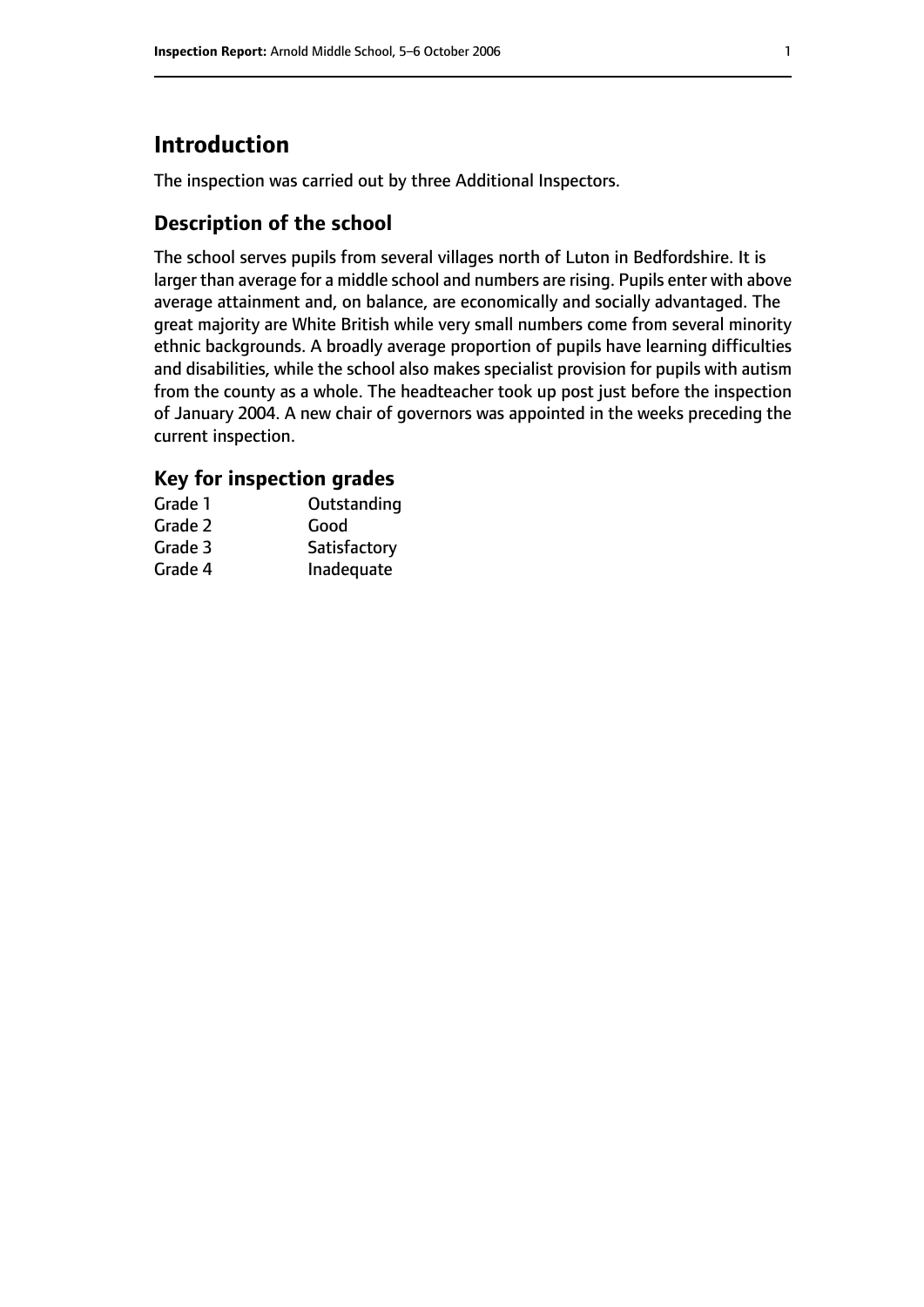# Introduction

The inspection was carried out by three Additional Inspectors.

## Description of the school

The school serves pupils from several villages north of Luton in Bedfordshire. It is larger than average for a middle school and numbers are rising. Pupils enter with above average attainment and, on balance, are economically and socially advantaged. The great majority are White British while very small numbers come from several minority ethnic backgrounds. A broadly average proportion of pupils have learning difficulties and disabilities, while the school also makes specialist provision for pupils with autism from the county as a whole. The headteacher took up post just before the inspection of January 2004. A new chair of governors was appointed in the weeks preceding the current inspection.

### Key for inspection grades

| | |
|---|---|
| Grade 1 | Outstanding |
| Grade 2 | Good |
| Grade 3 | Satisfactory |
| Grade 4 | Inadequate |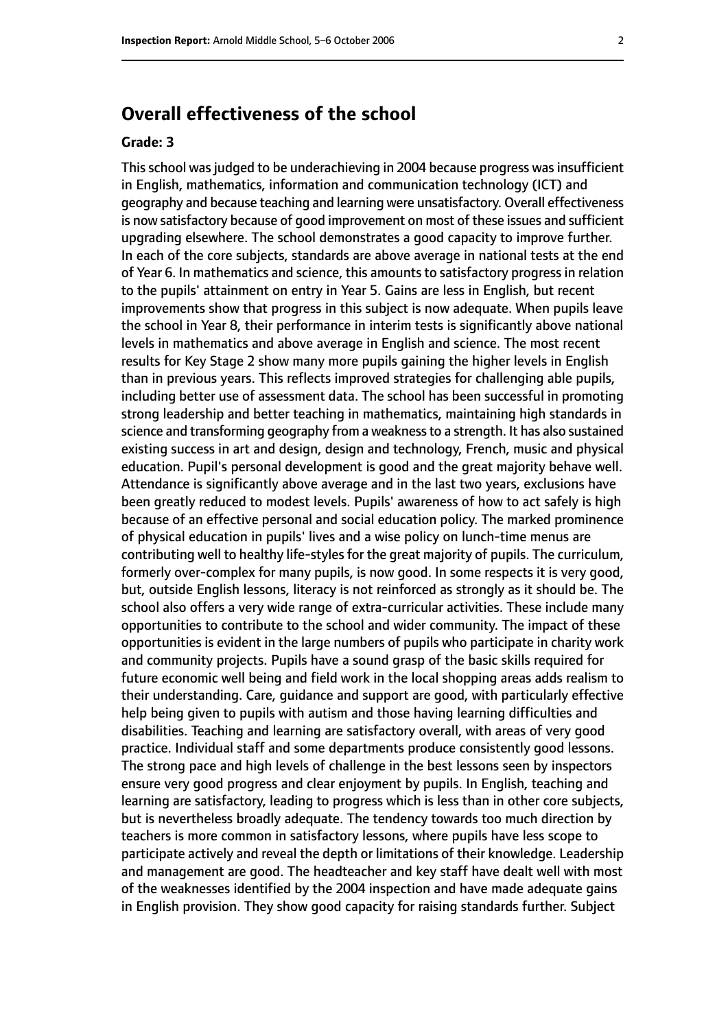## Overall effectiveness of the school

**Grade: 3**

This school was judged to be underachieving in 2004 because progress was insufficient in English, mathematics, information and communication technology (ICT) and geography and because teaching and learning were unsatisfactory. Overall effectiveness is now satisfactory because of good improvement on most of these issues and sufficient upgrading elsewhere. The school demonstrates a good capacity to improve further. In each of the core subjects, standards are above average in national tests at the end of Year 6. In mathematics and science, this amounts to satisfactory progress in relation to the pupils' attainment on entry in Year 5. Gains are less in English, but recent improvements show that progress in this subject is now adequate. When pupils leave the school in Year 8, their performance in interim tests is significantly above national levels in mathematics and above average in English and science. The most recent results for Key Stage 2 show many more pupils gaining the higher levels in English than in previous years. This reflects improved strategies for challenging able pupils, including better use of assessment data. The school has been successful in promoting strong leadership and better teaching in mathematics, maintaining high standards in science and transforming geography from a weakness to a strength. It has also sustained existing success in art and design, design and technology, French, music and physical education. Pupil's personal development is good and the great majority behave well. Attendance is significantly above average and in the last two years, exclusions have been greatly reduced to modest levels. Pupils' awareness of how to act safely is high because of an effective personal and social education policy. The marked prominence of physical education in pupils' lives and a wise policy on lunch-time menus are contributing well to healthy life-styles for the great majority of pupils. The curriculum, formerly over-complex for many pupils, is now good. In some respects it is very good, but, outside English lessons, literacy is not reinforced as strongly as it should be. The school also offers a very wide range of extra-curricular activities. These include many opportunities to contribute to the school and wider community. The impact of these opportunities is evident in the large numbers of pupils who participate in charity work and community projects. Pupils have a sound grasp of the basic skills required for future economic well being and field work in the local shopping areas adds realism to their understanding. Care, guidance and support are good, with particularly effective help being given to pupils with autism and those having learning difficulties and disabilities. Teaching and learning are satisfactory overall, with areas of very good practice. Individual staff and some departments produce consistently good lessons. The strong pace and high levels of challenge in the best lessons seen by inspectors ensure very good progress and clear enjoyment by pupils. In English, teaching and learning are satisfactory, leading to progress which is less than in other core subjects, but is nevertheless broadly adequate. The tendency towards too much direction by teachers is more common in satisfactory lessons, where pupils have less scope to participate actively and reveal the depth or limitations of their knowledge. Leadership and management are good. The headteacher and key staff have dealt well with most of the weaknesses identified by the 2004 inspection and have made adequate gains in English provision. They show good capacity for raising standards further. Subject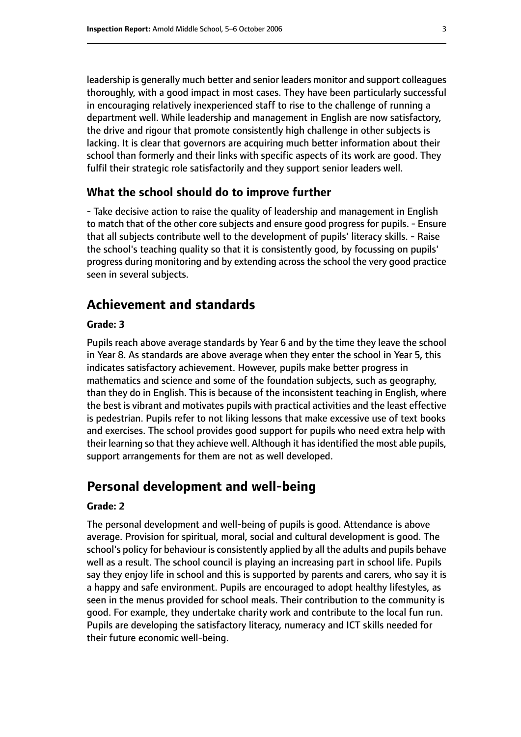leadership is generally much better and senior leaders monitor and support colleagues thoroughly, with a good impact in most cases. They have been particularly successful in encouraging relatively inexperienced staff to rise to the challenge of running a department well. While leadership and management in English are now satisfactory, the drive and rigour that promote consistently high challenge in other subjects is lacking. It is clear that governors are acquiring much better information about their school than formerly and their links with specific aspects of its work are good. They fulfil their strategic role satisfactorily and they support senior leaders well.

### What the school should do to improve further

- Take decisive action to raise the quality of leadership and management in English to match that of the other core subjects and ensure good progress for pupils. - Ensure that all subjects contribute well to the development of pupils' literacy skills. - Raise the school's teaching quality so that it is consistently good, by focussing on pupils' progress during monitoring and by extending across the school the very good practice seen in several subjects.

## Achievement and standards

#### Grade: 3

Pupils reach above average standards by Year 6 and by the time they leave the school in Year 8. As standards are above average when they enter the school in Year 5, this indicates satisfactory achievement. However, pupils make better progress in mathematics and science and some of the foundation subjects, such as geography, than they do in English. This is because of the inconsistent teaching in English, where the best is vibrant and motivates pupils with practical activities and the least effective is pedestrian. Pupils refer to not liking lessons that make excessive use of text books and exercises. The school provides good support for pupils who need extra help with their learning so that they achieve well. Although it has identified the most able pupils, support arrangements for them are not as well developed.

## Personal development and well-being

#### Grade: 2

The personal development and well-being of pupils is good. Attendance is above average. Provision for spiritual, moral, social and cultural development is good. The school's policy for behaviour is consistently applied by all the adults and pupils behave well as a result. The school council is playing an increasing part in school life. Pupils say they enjoy life in school and this is supported by parents and carers, who say it is a happy and safe environment. Pupils are encouraged to adopt healthy lifestyles, as seen in the menus provided for school meals. Their contribution to the community is good. For example, they undertake charity work and contribute to the local fun run. Pupils are developing the satisfactory literacy, numeracy and ICT skills needed for their future economic well-being.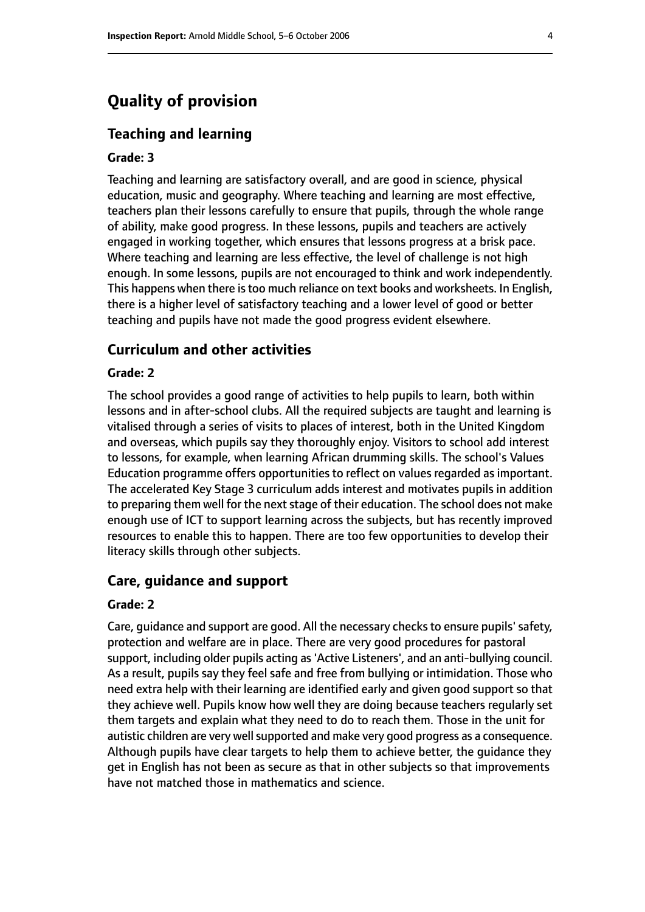# Quality of provision

## Teaching and learning

### Grade: 3

Teaching and learning are satisfactory overall, and are good in science, physical education, music and geography. Where teaching and learning are most effective, teachers plan their lessons carefully to ensure that pupils, through the whole range of ability, make good progress. In these lessons, pupils and teachers are actively engaged in working together, which ensures that lessons progress at a brisk pace. Where teaching and learning are less effective, the level of challenge is not high enough. In some lessons, pupils are not encouraged to think and work independently. This happens when there is too much reliance on text books and worksheets. In English, there is a higher level of satisfactory teaching and a lower level of good or better teaching and pupils have not made the good progress evident elsewhere.

## Curriculum and other activities

### Grade: 2

The school provides a good range of activities to help pupils to learn, both within lessons and in after-school clubs. All the required subjects are taught and learning is vitalised through a series of visits to places of interest, both in the United Kingdom and overseas, which pupils say they thoroughly enjoy. Visitors to school add interest to lessons, for example, when learning African drumming skills. The school's Values Education programme offers opportunities to reflect on values regarded as important. The accelerated Key Stage 3 curriculum adds interest and motivates pupils in addition to preparing them well for the next stage of their education. The school does not make enough use of ICT to support learning across the subjects, but has recently improved resources to enable this to happen. There are too few opportunities to develop their literacy skills through other subjects.

## Care, guidance and support

### Grade: 2

Care, guidance and support are good. All the necessary checks to ensure pupils' safety, protection and welfare are in place. There are very good procedures for pastoral support, including older pupils acting as 'Active Listeners', and an anti-bullying council. As a result, pupils say they feel safe and free from bullying or intimidation. Those who need extra help with their learning are identified early and given good support so that they achieve well. Pupils know how well they are doing because teachers regularly set them targets and explain what they need to do to reach them. Those in the unit for autistic children are very well supported and make very good progress as a consequence. Although pupils have clear targets to help them to achieve better, the guidance they get in English has not been as secure as that in other subjects so that improvements have not matched those in mathematics and science.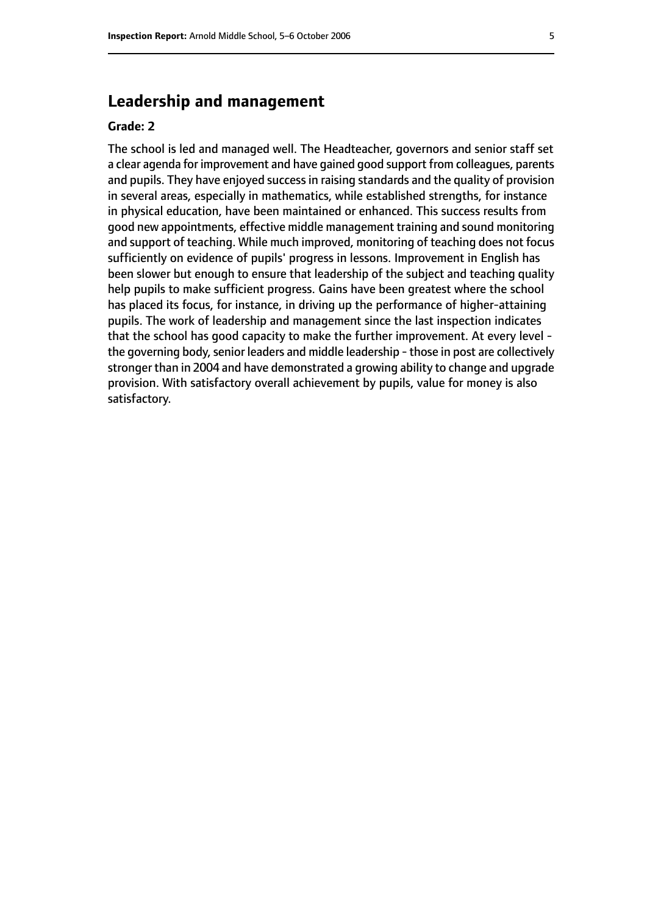## Leadership and management

**Grade: 2**

The school is led and managed well. The Headteacher, governors and senior staff set a clear agenda for improvement and have gained good support from colleagues, parents and pupils. They have enjoyed success in raising standards and the quality of provision in several areas, especially in mathematics, while established strengths, for instance in physical education, have been maintained or enhanced. This success results from good new appointments, effective middle management training and sound monitoring and support of teaching. While much improved, monitoring of teaching does not focus sufficiently on evidence of pupils' progress in lessons. Improvement in English has been slower but enough to ensure that leadership of the subject and teaching quality help pupils to make sufficient progress. Gains have been greatest where the school has placed its focus, for instance, in driving up the performance of higher-attaining pupils. The work of leadership and management since the last inspection indicates that the school has good capacity to make the further improvement. At every level - the governing body, senior leaders and middle leadership - those in post are collectively stronger than in 2004 and have demonstrated a growing ability to change and upgrade provision. With satisfactory overall achievement by pupils, value for money is also satisfactory.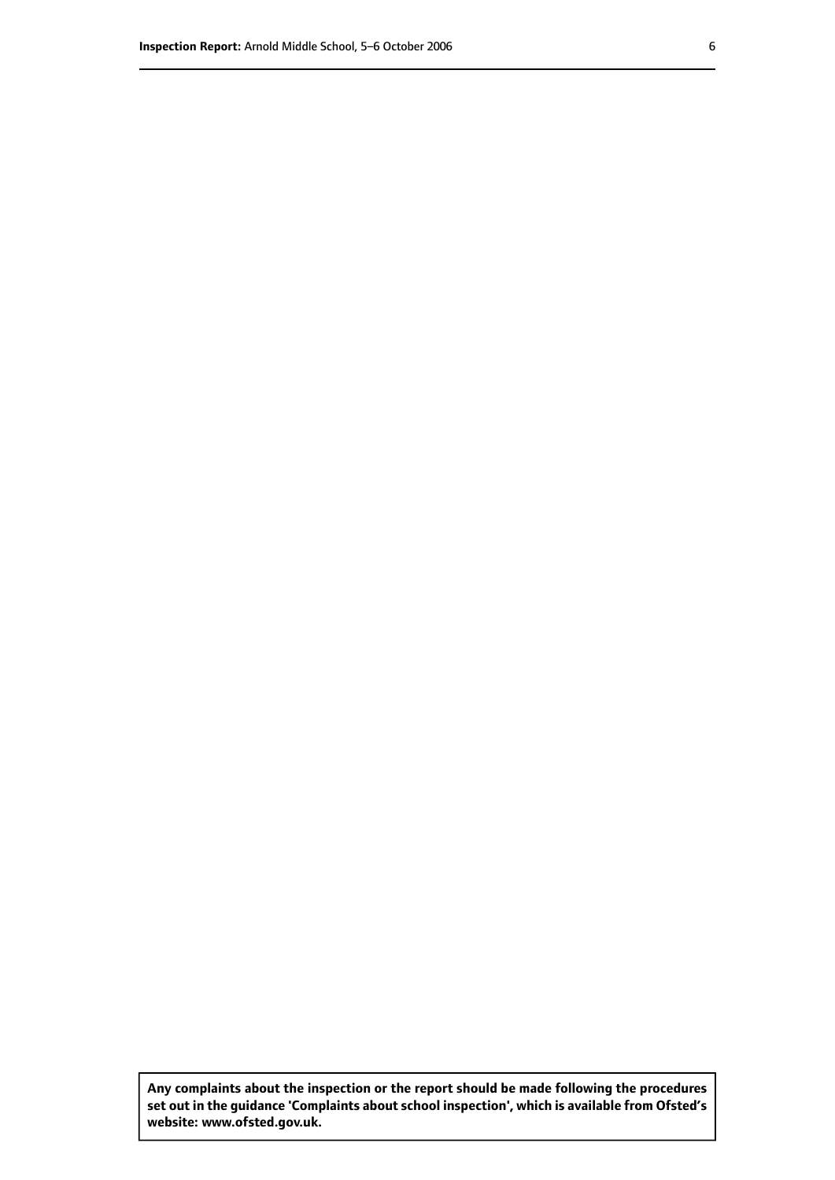**Any complaints about the inspection or the report should be made following the procedures set out in the guidance 'Complaints about school inspection', which is available from Ofsted's website: www.ofsted.gov.uk.**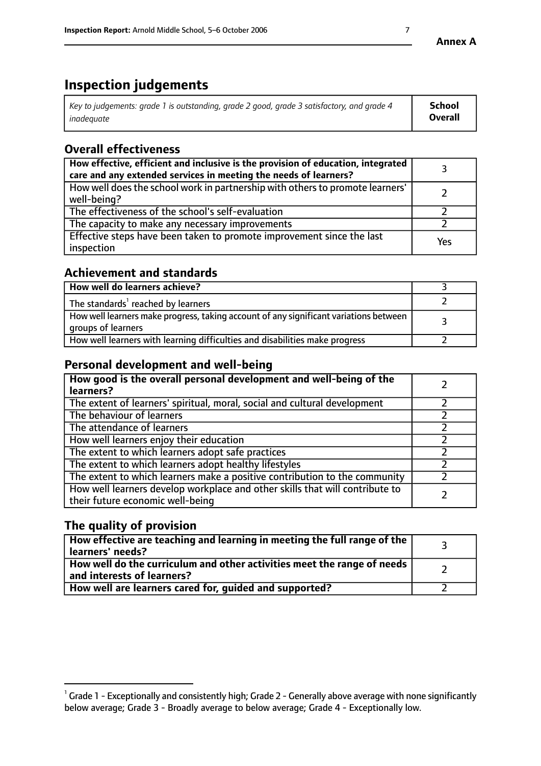Annex A

# Inspection judgements

| *Key to judgements: grade 1 is outstanding, grade 2 good, grade 3 satisfactory, and grade 4 inadequate* | **School Overall** |
|---|---|

## Overall effectiveness

| | |
|---|---|
| **How effective, efficient and inclusive is the provision of education, integrated care and any extended services in meeting the needs of learners?** | 3 |
| How well does the school work in partnership with others to promote learners' well-being? | 2 |
| The effectiveness of the school's self-evaluation | 2 |
| The capacity to make any necessary improvements | 2 |
| Effective steps have been taken to promote improvement since the last inspection | Yes |

## Achievement and standards

| | |
|---|---|
| **How well do learners achieve?** | 3 |
| The standards[1] reached by learners | 2 |
| How well learners make progress, taking account of any significant variations between groups of learners | 3 |
| How well learners with learning difficulties and disabilities make progress | 2 |

## Personal development and well-being

| | |
|---|---|
| **How good is the overall personal development and well-being of the learners?** | 2 |
| The extent of learners' spiritual, moral, social and cultural development | 2 |
| The behaviour of learners | 2 |
| The attendance of learners | 2 |
| How well learners enjoy their education | 2 |
| The extent to which learners adopt safe practices | 2 |
| The extent to which learners adopt healthy lifestyles | 2 |
| The extent to which learners make a positive contribution to the community | 2 |
| How well learners develop workplace and other skills that will contribute to their future economic well-being | 2 |

## The quality of provision

| | |
|---|---|
| **How effective are teaching and learning in meeting the full range of the learners' needs?** | 3 |
| **How well do the curriculum and other activities meet the range of needs and interests of learners?** | 2 |
| **How well are learners cared for, guided and supported?** | 2 |

[1] Grade 1 - Exceptionally and consistently high; Grade 2 - Generally above average with none significantly below average; Grade 3 - Broadly average to below average; Grade 4 - Exceptionally low.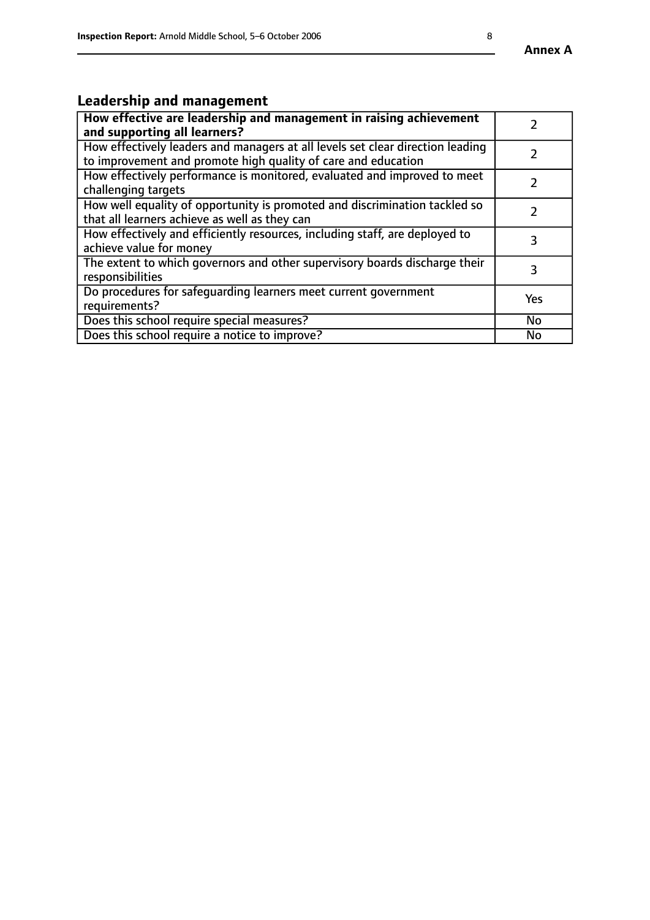## Leadership and management

| How effective are leadership and management in raising achievement and supporting all learners? | 2 |
|---|---|
| How effectively leaders and managers at all levels set clear direction leading to improvement and promote high quality of care and education | 2 |
| How effectively performance is monitored, evaluated and improved to meet challenging targets | 2 |
| How well equality of opportunity is promoted and discrimination tackled so that all learners achieve as well as they can | 2 |
| How effectively and efficiently resources, including staff, are deployed to achieve value for money | 3 |
| The extent to which governors and other supervisory boards discharge their responsibilities | 3 |
| Do procedures for safeguarding learners meet current government requirements? | Yes |
| Does this school require special measures? | No |
| Does this school require a notice to improve? | No |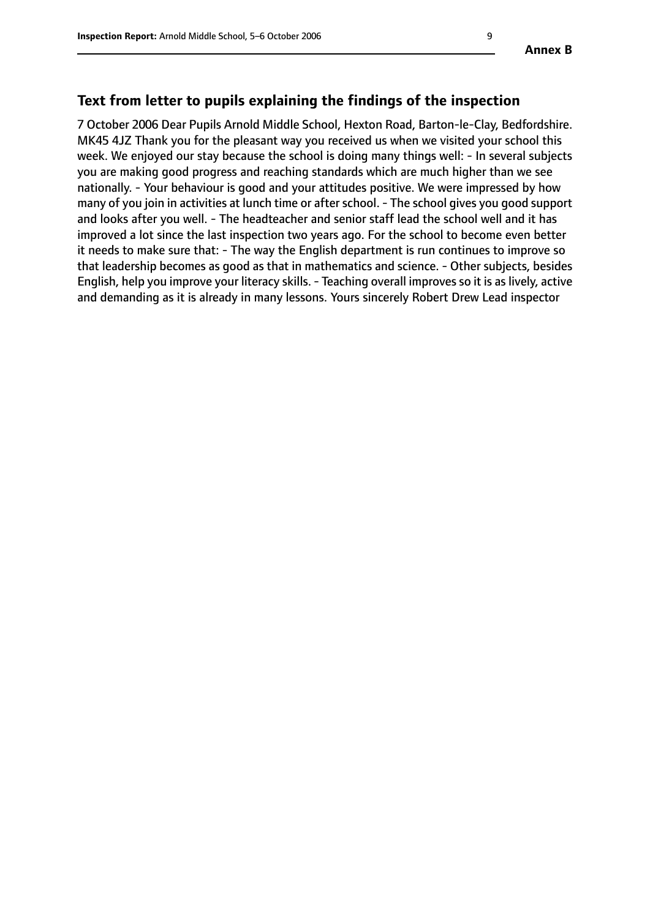## Text from letter to pupils explaining the findings of the inspection

7 October 2006 Dear Pupils Arnold Middle School, Hexton Road, Barton-le-Clay, Bedfordshire. MK45 4JZ Thank you for the pleasant way you received us when we visited your school this week. We enjoyed our stay because the school is doing many things well: - In several subjects you are making good progress and reaching standards which are much higher than we see nationally. - Your behaviour is good and your attitudes positive. We were impressed by how many of you join in activities at lunch time or after school. - The school gives you good support and looks after you well. - The headteacher and senior staff lead the school well and it has improved a lot since the last inspection two years ago. For the school to become even better it needs to make sure that: - The way the English department is run continues to improve so that leadership becomes as good as that in mathematics and science. - Other subjects, besides English, help you improve your literacy skills. - Teaching overall improves so it is as lively, active and demanding as it is already in many lessons. Yours sincerely Robert Drew Lead inspector